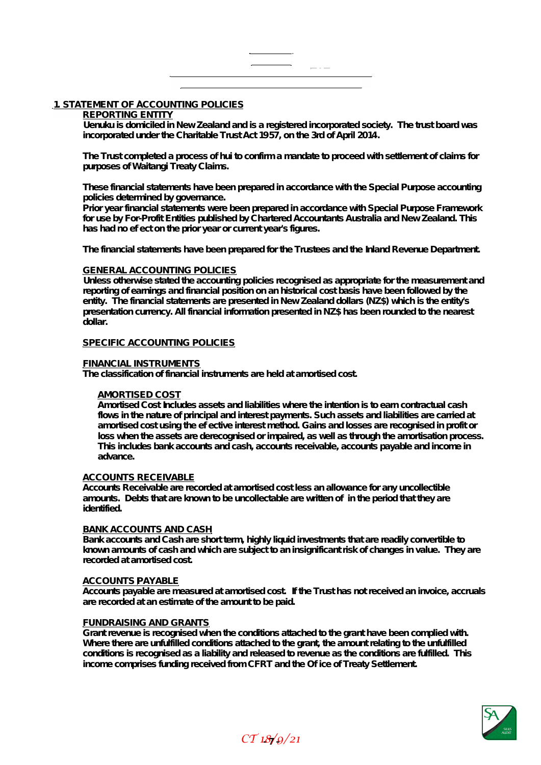## 1. STATEMENT OF ACCOUNTING POLICIES

### REPORTING ENTITY

**Uenuku is domiciled in New Zealand and is a registered incorporated society. The trust board was incorporated under the Charitable Trust Act 1957, on the 3rd of April 2014.**

**The Trust completed a process of hui to confirm a mandate to proceed with settlement of claims for purposes of Waitangi Treaty Claims.**

**These financial statements have been prepared in accordance with the Special Purpose accounting policies determined by governance.**
**Prior year financial statements were been prepared in accordance with Special Purpose Framework for use by For-Profit Entities published by Chartered Accountants Australia and New Zealand. This has had no efect on the prior year or current year's figures.**

**The financial statements have been prepared for the Trustees and the Inland Revenue Department.**

### GENERAL ACCOUNTING POLICIES

**Unless otherwise stated the accounting policies recognised as appropriate for the measurement and reporting of earnings and financial position on an historical cost basis have been followed by the entity. The financial statements are presented in New Zealand dollars (NZ$) which is the entity's presentation currency. All financial information presented in NZ$ has been rounded to the nearest dollar.**

### SPECIFIC ACCOUNTING POLICIES

### FINANCIAL INSTRUMENTS

**The classification of financial instruments are held at amortised cost.**

#### AMORTISED COST

**Amortised Cost Includes assets and liabilities where the intention is to earn contractual cash flows in the nature of principal and interest payments. Such assets and liabilities are carried at amortised cost using the efective interest method. Gains and losses are recognised in profit or loss when the assets are derecognised or impaired, as well as through the amortisation process. This includes bank accounts and cash, accounts receivable, accounts payable and income in advance.**

### ACCOUNTS RECEIVABLE

**Accounts Receivable are recorded at amortised cost less an allowance for any uncollectible amounts. Debts that are known to be uncollectable are written of in the period that they are identified.**

### BANK ACCOUNTS AND CASH

**Bank accounts and Cash are short term, highly liquid investments that are readily convertible to known amounts of cash and which are subject to an insignificant risk of changes in value. They are recorded at amortised cost.**

### ACCOUNTS PAYABLE

**Accounts payable are measured at amortised cost. If the Trust has not received an invoice, accruals are recorded at an estimate of the amount to be paid.**

### FUNDRAISING AND GRANTS

**Grant revenue is recognised when the conditions attached to the grant have been complied with. Where there are unfulfilled conditions attached to the grant, the amount relating to the unfulfilled conditions is recognised as a liability and released to revenue as the conditions are fulfilled. This income comprises funding received from CFRT and the Ofice of Treaty Settlement.**

*CT 18/9/21*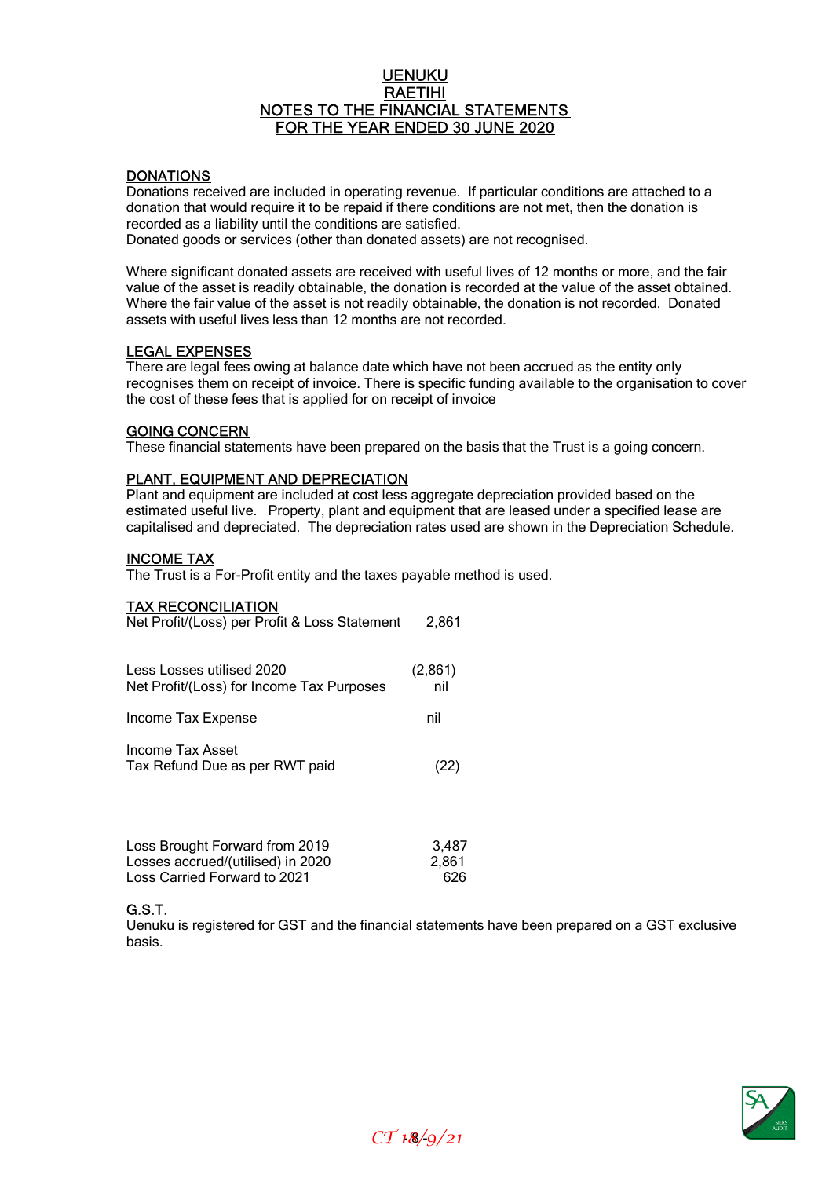# UENUKU
# RAETIHI
## NOTES TO THE FINANCIAL STATEMENTS
## FOR THE YEAR ENDED 30 JUNE 2020

### DONATIONS

Donations received are included in operating revenue. If particular conditions are attached to a donation that would require it to be repaid if there conditions are not met, then the donation is recorded as a liability until the conditions are satisfied.
Donated goods or services (other than donated assets) are not recognised.

Where significant donated assets are received with useful lives of 12 months or more, and the fair value of the asset is readily obtainable, the donation is recorded at the value of the asset obtained. Where the fair value of the asset is not readily obtainable, the donation is not recorded. Donated assets with useful lives less than 12 months are not recorded.

### LEGAL EXPENSES

There are legal fees owing at balance date which have not been accrued as the entity only recognises them on receipt of invoice. There is specific funding available to the organisation to cover the cost of these fees that is applied for on receipt of invoice

### GOING CONCERN

These financial statements have been prepared on the basis that the Trust is a going concern.

### PLANT, EQUIPMENT AND DEPRECIATION

Plant and equipment are included at cost less aggregate depreciation provided based on the estimated useful live. Property, plant and equipment that are leased under a specified lease are capitalised and depreciated. The depreciation rates used are shown in the Depreciation Schedule.

### INCOME TAX

The Trust is a For-Profit entity and the taxes payable method is used.

### TAX RECONCILIATION

| | |
|---|---|
| Net Profit/(Loss) per Profit & Loss Statement | 2,861 |
| Less Losses utilised 2020 | (2,861) |
| Net Profit/(Loss) for Income Tax Purposes | nil |
| Income Tax Expense | nil |
| Income Tax Asset | |
| Tax Refund Due as per RWT paid | (22) |

| | |
|---|---|
| Loss Brought Forward from 2019 | 3,487 |
| Losses accrued/(utilised) in 2020 | 2,861 |
| Loss Carried Forward to 2021 | 626 |

### G.S.T.

Uenuku is registered for GST and the financial statements have been prepared on a GST exclusive basis.

*CT 18/9/21*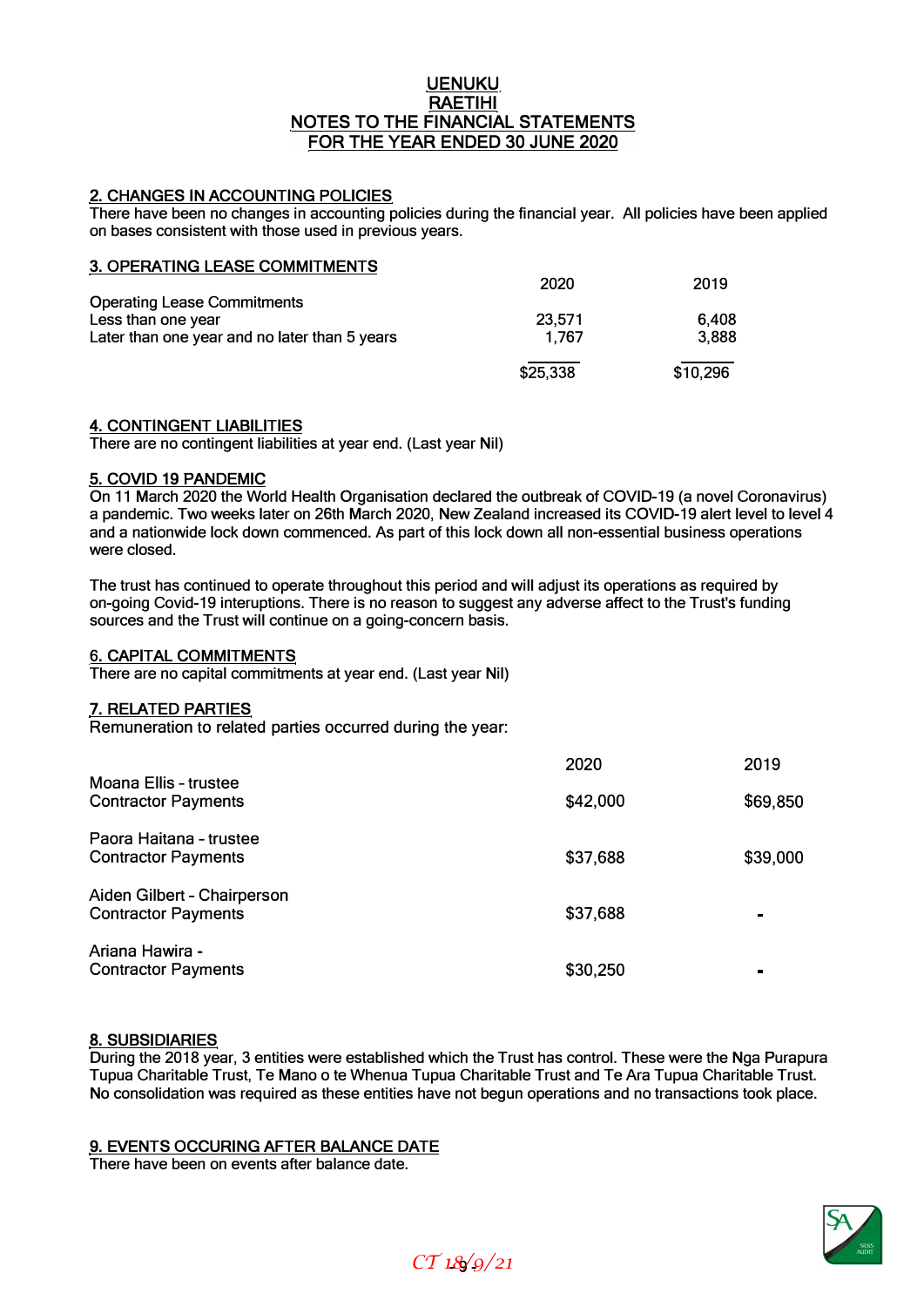# UENUKU
## RAETIHI
## NOTES TO THE FINANCIAL STATEMENTS
## FOR THE YEAR ENDED 30 JUNE 2020

### 2. CHANGES IN ACCOUNTING POLICIES

There have been no changes in accounting policies during the financial year. All policies have been applied on bases consistent with those used in previous years.

### 3. OPERATING LEASE COMMITMENTS

| | 2020 | 2019 |
|---|---|---|
| Operating Lease Commitments | | |
| Less than one year | 23,571 | 6,408 |
| Later than one year and no later than 5 years | 1,767 | 3,888 |
| | $25,338 | $10,296 |

### 4. CONTINGENT LIABILITIES

There are no contingent liabilities at year end. (Last year Nil)

### 5. COVID 19 PANDEMIC

On 11 March 2020 the World Health Organisation declared the outbreak of COVID-19 (a novel Coronavirus) a pandemic. Two weeks later on 26th March 2020, New Zealand increased its COVID-19 alert level to level 4 and a nationwide lock down commenced. As part of this lock down all non-essential business operations were closed.

The trust has continued to operate throughout this period and will adjust its operations as required by on-going Covid-19 interuptions. There is no reason to suggest any adverse affect to the Trust's funding sources and the Trust will continue on a going-concern basis.

### 6. CAPITAL COMMITMENTS

There are no capital commitments at year end. (Last year Nil)

### 7. RELATED PARTIES

Remuneration to related parties occurred during the year:

| | 2020 | 2019 |
|---|---|---|
| Moana Ellis - trustee | | |
| Contractor Payments | $42,000 | $69,850 |
| Paora Haitana - trustee | | |
| Contractor Payments | $37,688 | $39,000 |
| Aiden Gilbert - Chairperson | | |
| Contractor Payments | $37,688 | - |
| Ariana Hawira - | | |
| Contractor Payments | $30,250 | - |

### 8. SUBSIDIARIES

During the 2018 year, 3 entities were established which the Trust has control. These were the Nga Purapura Tupua Charitable Trust, Te Mano o te Whenua Tupua Charitable Trust and Te Ara Tupua Charitable Trust. No consolidation was required as these entities have not begun operations and no transactions took place.

### 9. EVENTS OCCURING AFTER BALANCE DATE

There have been on events after balance date.

*CT 18/9/21*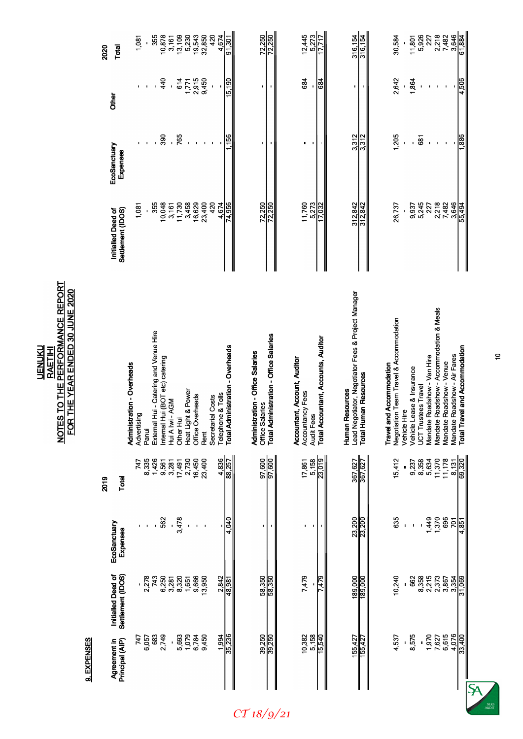# UENUKU
# RAETIHI
## NOTES TO THE PERFORMANCE REPORT
## FOR THE YEAR ENDED 30 JUNE 2020

### 9. EXPENSES

| 2019 Agreement in Principal (AIP) | 2019 Initialled Deed of Settlement (IDOS) | 2019 EcoSanctuary Expenses | 2019 Total | | 2020 Initialled Deed of Settlement (IDOS) | 2020 EcoSanctuary Expenses | 2020 Other | 2020 Total |
|---|---|---|---|---|---|---|---|---|
| | | | | **Administration - Overheads** | | | | |
| 747 | - | - | 747 | Advertising | 1,081 | - | - | 1,081 |
| 6,057 | 2,278 | - | 8,335 | Panui | - | - | - | - |
| 683 | 743 | - | 1,426 | External Hui - Catering and Venue Hire | 355 | - | - | 355 |
| 2,749 | 6,250 | 562 | 9,561 | Internal Hui (BOT etc) catering | 10,048 | 390 | 440 | 10,878 |
| - | 3,281 | - | 3,281 | Hui A Iwi - AGM | 3,161 | - | - | 3,161 |
| 5,693 | 8,320 | 3,478 | 17,491 | Other Hui | 11,730 | 765 | 614 | 13,109 |
| 1,079 | 1,651 | - | 2,730 | Heat Light & Power | 3,458 | - | 1,771 | 5,230 |
| 6,784 | 9,666 | - | 16,450 | Office Overheads | 16,629 | - | 2,915 | 19,543 |
| 9,450 | 13,950 | - | 23,400 | Rent | 23,400 | - | 9,450 | 32,850 |
| | | | | Secretarial Costs | 420 | - | - | 420 |
| 1,994 | 2,842 | - | 4,836 | Telephone & Tolls | 4,674 | - | - | 4,674 |
| 35,236 | 48,981 | 4,040 | 88,257 | **Total Administration - Overheads** | 74,956 | 1,156 | 15,190 | 91,301 |
| | | | | **Administration - Office Salaries** | | | | |
| 39,250 | 58,350 | - | 97,600 | Office Salaries | 72,250 | - | - | 72,250 |
| 39,250 | 58,350 | - | 97,600 | **Total Administration - Office Salaries** | 72,250 | - | - | 72,250 |
| | | | | **Accountant, Account, Auditor** | | | | |
| 10,382 | 7,479 | - | 17,861 | Accountancy Fees | 11,760 | - | 684 | 12,445 |
| 5,158 | - | - | 5,158 | Audit Fees | 5,273 | - | - | 5,273 |
| 15,540 | 7,479 | - | 23,019 | **Total Accountant, Accounts, Auditor** | 17,032 | - | 684 | 17,717 |
| | | | | **Human Resources** | | | | |
| 155,427 | 189,000 | 23,200 | 367,627 | Lead Negotiator, Negotiator Fees & Project Manager | 312,842 | 3,312 | - | 316,154 |
| 155,427 | 189,000 | 23,200 | 367,627 | **Total Human Resources** | 312,842 | 3,312 | - | 316,154 |
| | | | | **Travel and Accommodation** | | | | |
| 4,537 | 10,240 | 635 | 15,412 | Negotiation Team Travel & Accommodation | 26,737 | 1,205 | 2,642 | 30,584 |
| - | - | - | - | Vehicle Hire | - | - | - | - |
| 8,575 | 662 | - | 9,237 | Vehicle Lease & Insurance | 9,937 | - | 1,864 | 11,801 |
| - | 8,358 | - | 8,358 | UCT Trustees Travel | 5,245 | 681 | - | 5,926 |
| 1,970 | 2,215 | 1,449 | 5,634 | Mandate Roadshow - Van Hire | 227 | - | - | 227 |
| 7,627 | 2,373 | 1,370 | 11,370 | Mandate Roadshow - Accommodation & Meals | 2,218 | - | - | 2,218 |
| 6,615 | 3,867 | 696 | 11,178 | Mandate Roadshow - Venue | 7,482 | - | - | 7,482 |
| 4,076 | 3,354 | 701 | 8,131 | Mandate Roadshow - Air Fares | 3,646 | - | - | 3,646 |
| 33,400 | 31,069 | 4,851 | 69,320 | **Total Travel and Accommodation** | 55,494 | 1,886 | 4,506 | 61,884 |

CT 18/9/21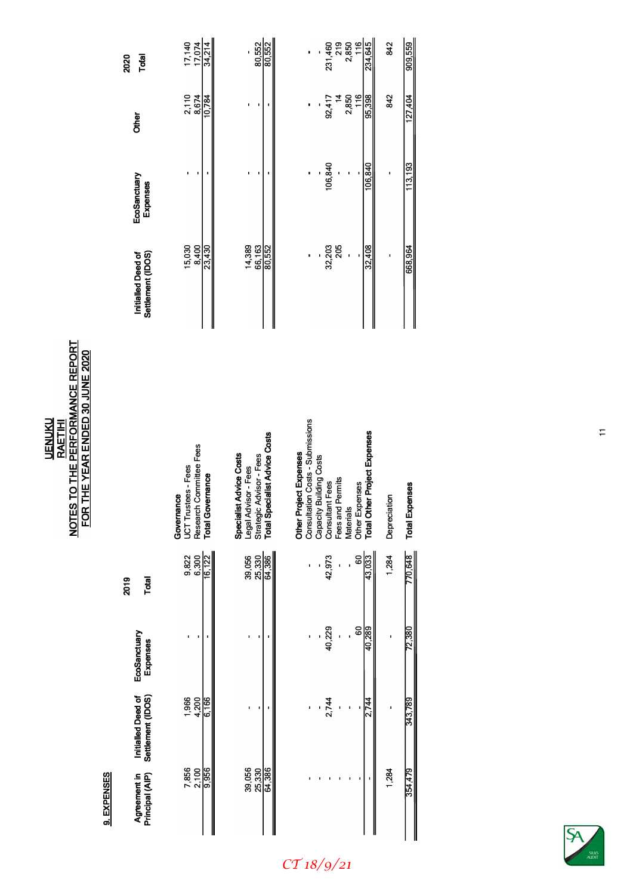# UENUKU

## RAETIHI

## NOTES TO THE PERFORMANCE REPORT

## FOR THE YEAR ENDED 30 JUNE 2020

### 9. EXPENSES

| | 2020 | | | | 2019 | | | |
|---|---|---|---|---|---|---|---|---|
| | Initialled Deed of Settlement (IDOS) | EcoSanctuary Expenses | Other | Total | Agreement in Principal (AIP) | Initialled Deed of Settlement (IDOS) | EcoSanctuary Expenses | Total |
| **Governance** | | | | | | | | |
| UCT Trustees - Fees | 15,030 | - | 2,110 | 17,140 | 7,856 | 1,966 | - | 9,822 |
| Research Committee Fees | 8,400 | - | 8,674 | 17,074 | 2,100 | 4,200 | - | 6,300 |
| **Total Governance** | 23,430 | - | 10,784 | 34,214 | 9,956 | 6,166 | - | 16,122 |
| **Specialist Advice Costs** | | | | | | | | |
| Legal Advisor - Fees | 14,389 | - | - | - | 39,056 | - | - | 39,056 |
| Strategic Advisor - Fees | 66,163 | - | - | 80,552 | 25,330 | - | - | 25,330 |
| **Total Specialist Advice Costs** | 80,552 | - | - | 80,552 | 64,386 | - | - | 64,386 |
| **Other Project Expenses** | | | | | | | | |
| Consultation Costs - Submissions | - | - | - | - | - | - | - | - |
| Capacity Building Costs | - | - | - | - | - | - | - | - |
| Consultant Fees | 32,203 | 106,840 | 92,417 | 231,460 | - | 2,744 | 40,229 | 42,973 |
| Fees and Permits | 205 | - | 14 | 219 | - | - | - | - |
| Materials | - | - | 2,850 | 2,850 | - | - | - | - |
| Other Expenses | - | - | 116 | 116 | - | - | 60 | 60 |
| **Total Other Project Expenses** | 32,408 | 106,840 | 95,398 | 234,645 | - | 2,744 | 40,289 | 43,033 |
| Depreciation | - | - | 842 | 842 | 1,284 | - | - | 1,284 |
| **Total Expenses** | 668,964 | 113,193 | 127,404 | 909,559 | 354,479 | 343,789 | 72,380 | 770,648 |

*CT 18/9/21*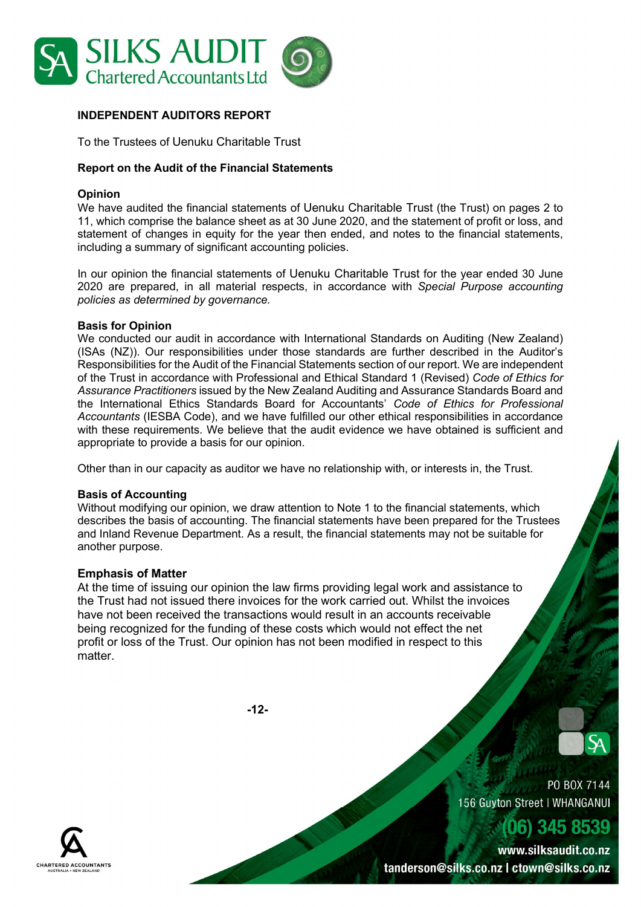SILKS AUDIT
Chartered Accountants Ltd

**INDEPENDENT AUDITORS REPORT**

To the Trustees of Uenuku Charitable Trust

**Report on the Audit of the Financial Statements**

**Opinion**

We have audited the financial statements of Uenuku Charitable Trust (the Trust) on pages 2 to 11, which comprise the balance sheet as at 30 June 2020, and the statement of profit or loss, and statement of changes in equity for the year then ended, and notes to the financial statements, including a summary of significant accounting policies.

In our opinion the financial statements of Uenuku Charitable Trust for the year ended 30 June 2020 are prepared, in all material respects, in accordance with *Special Purpose accounting policies as determined by governance.*

**Basis for Opinion**

We conducted our audit in accordance with International Standards on Auditing (New Zealand) (ISAs (NZ)). Our responsibilities under those standards are further described in the Auditor's Responsibilities for the Audit of the Financial Statements section of our report. We are independent of the Trust in accordance with Professional and Ethical Standard 1 (Revised) *Code of Ethics for Assurance Practitioners* issued by the New Zealand Auditing and Assurance Standards Board and the International Ethics Standards Board for Accountants' *Code of Ethics for Professional Accountants* (IESBA Code), and we have fulfilled our other ethical responsibilities in accordance with these requirements. We believe that the audit evidence we have obtained is sufficient and appropriate to provide a basis for our opinion.

Other than in our capacity as auditor we have no relationship with, or interests in, the Trust.

**Basis of Accounting**

Without modifying our opinion, we draw attention to Note 1 to the financial statements, which describes the basis of accounting. The financial statements have been prepared for the Trustees and Inland Revenue Department. As a result, the financial statements may not be suitable for another purpose.

**Emphasis of Matter**

At the time of issuing our opinion the law firms providing legal work and assistance to the Trust had not issued there invoices for the work carried out. Whilst the invoices have not been received the transactions would result in an accounts receivable being recognized for the funding of these costs which would not effect the net profit or loss of the Trust. Our opinion has not been modified in respect to this matter.

PO BOX 7144
156 Guyton Street | WHANGANUI
(06) 345 8539
www.silksaudit.co.nz
tanderson@silks.co.nz | ctown@silks.co.nz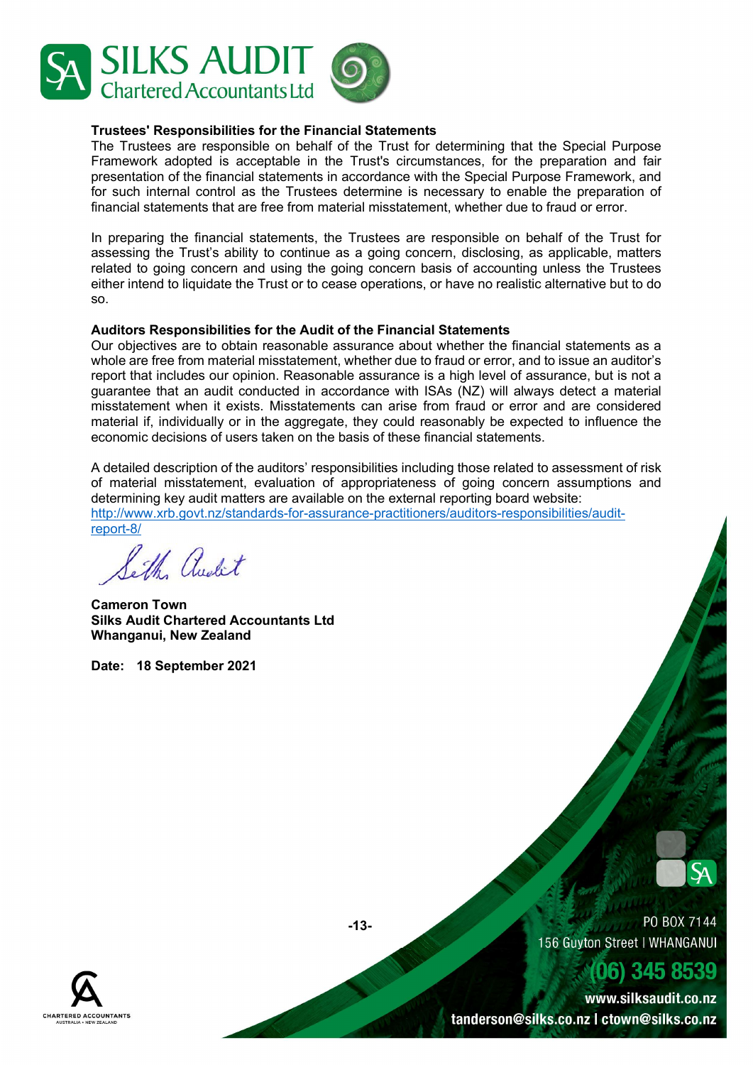### Trustees' Responsibilities for the Financial Statements

The Trustees are responsible on behalf of the Trust for determining that the Special Purpose Framework adopted is acceptable in the Trust's circumstances, for the preparation and fair presentation of the financial statements in accordance with the Special Purpose Framework, and for such internal control as the Trustees determine is necessary to enable the preparation of financial statements that are free from material misstatement, whether due to fraud or error.

In preparing the financial statements, the Trustees are responsible on behalf of the Trust for assessing the Trust's ability to continue as a going concern, disclosing, as applicable, matters related to going concern and using the going concern basis of accounting unless the Trustees either intend to liquidate the Trust or to cease operations, or have no realistic alternative but to do so.

### Auditors Responsibilities for the Audit of the Financial Statements

Our objectives are to obtain reasonable assurance about whether the financial statements as a whole are free from material misstatement, whether due to fraud or error, and to issue an auditor's report that includes our opinion. Reasonable assurance is a high level of assurance, but is not a guarantee that an audit conducted in accordance with ISAs (NZ) will always detect a material misstatement when it exists. Misstatements can arise from fraud or error and are considered material if, individually or in the aggregate, they could reasonably be expected to influence the economic decisions of users taken on the basis of these financial statements.

A detailed description of the auditors' responsibilities including those related to assessment of risk of material misstatement, evaluation of appropriateness of going concern assumptions and determining key audit matters are available on the external reporting board website:
http://www.xrb.govt.nz/standards-for-assurance-practitioners/auditors-responsibilities/audit-report-8/

Silks Audit

**Cameron Town**
**Silks Audit Chartered Accountants Ltd**
**Whanganui, New Zealand**

**Date: 18 September 2021**

PO BOX 7144
156 Guyton Street | WHANGANUI
(06) 345 8539
www.silksaudit.co.nz
tanderson@silks.co.nz | ctown@silks.co.nz